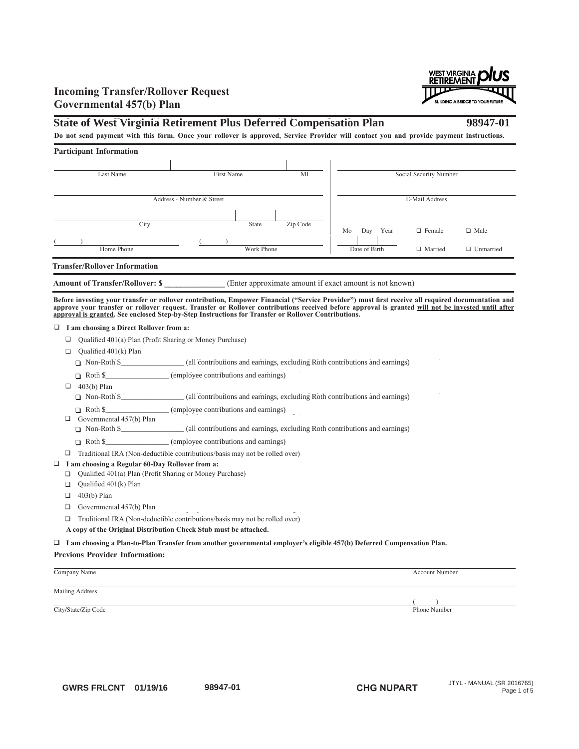# Incoming Transfer/Rollover Request
# Governmental 457(b) Plan

## State of West Virginia Retirement Plus Deferred Compensation Plan 98947-01

**Do not send payment with this form. Once your rollover is approved, Service Provider will contact you and provide payment instructions.**

### Participant Information

| Last Name | First Name | MI | Social Security Number | | |
|---|---|---|---|---|---|
| Address - Number & Street | | | E-Mail Address | | |
| City | State | Zip Code | Mo Day Year | ❑ Female | ❑ Male |
| ( ) Home Phone | ( ) Work Phone | | Date of Birth | ❑ Married | ❑ Unmarried |

### Transfer/Rollover Information

**Amount of Transfer/Rollover: $ ______________** (Enter approximate amount if exact amount is not known)

**Before investing your transfer or rollover contribution, Empower Financial ("Service Provider") must first receive all required documentation and approve your transfer or rollover request. Transfer or Rollover contributions received before approval is granted will not be invested until after approval is granted. See enclosed Step-by-Step Instructions for Transfer or Rollover Contributions.**

❑ **I am choosing a Direct Rollover from a:**

- ❑ Qualified 401(a) Plan (Profit Sharing or Money Purchase)
- ❑ Qualified 401(k) Plan
  - ❑ Non-Roth $________________ (all contributions and earnings, excluding Roth contributions and earnings)
  - ❑ Roth $________________ (employee contributions and earnings)
- ❑ 403(b) Plan
  - ❑ Non-Roth $________________ (all contributions and earnings, excluding Roth contributions and earnings)
  - ❑ Roth $________________ (employee contributions and earnings)
- ❑ Governmental 457(b) Plan
  - ❑ Non-Roth $________________ (all contributions and earnings, excluding Roth contributions and earnings)
  - ❑ Roth $________________ (employee contributions and earnings)
- ❑ Traditional IRA (Non-deductible contributions/basis may not be rolled over)

❑ **I am choosing a Regular 60-Day Rollover from a:**

- ❑ Qualified 401(a) Plan (Profit Sharing or Money Purchase)
- ❑ Qualified 401(k) Plan
- ❑ 403(b) Plan
- ❑ Governmental 457(b) Plan
- ❑ Traditional IRA (Non-deductible contributions/basis may not be rolled over)

**A copy of the Original Distribution Check Stub must be attached.**

❑ **I am choosing a Plan-to-Plan Transfer from another governmental employer's eligible 457(b) Deferred Compensation Plan.**

**Previous Provider Information:**

| Company Name | Account Number |
|---|---|
| Mailing Address | |
| City/State/Zip Code | ( ) Phone Number |

GWRS FRLCNT 01/19/16 98947-01 CHG NUPART JTYL - MANUAL (SR 2016765)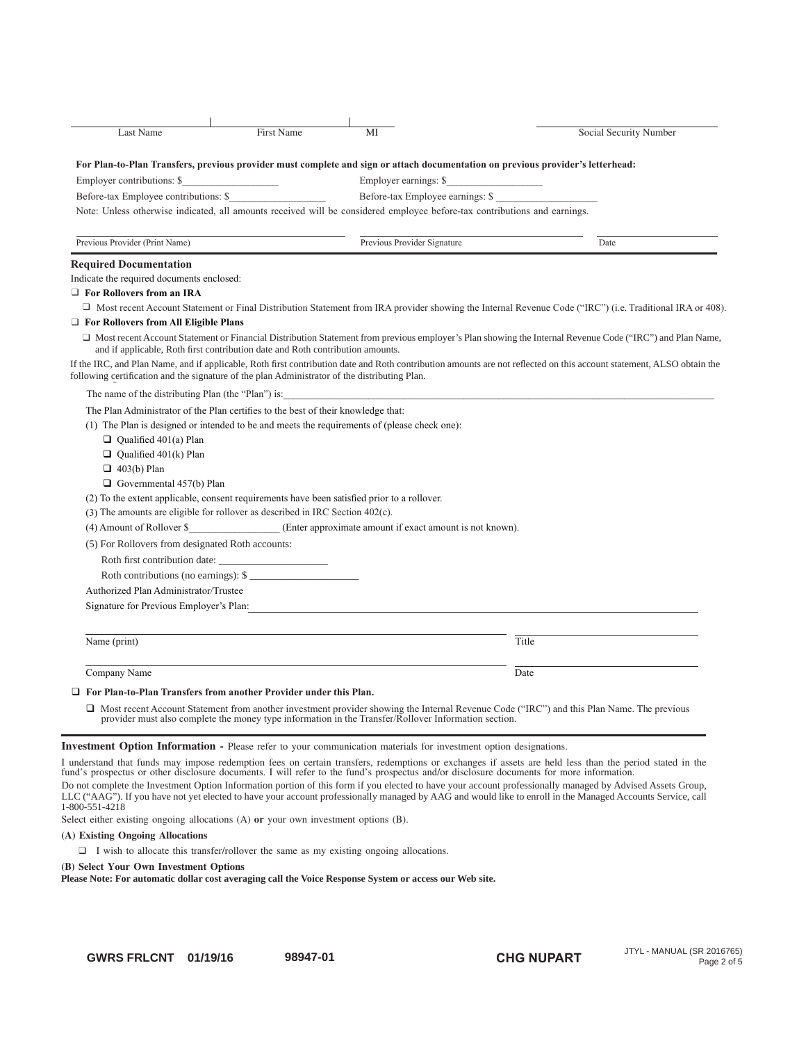| Last Name | First Name | MI | | Social Security Number |
|---|---|---|---|---|

**For Plan-to-Plan Transfers, previous provider must complete and sign or attach documentation on previous provider's letterhead:**

Employer contributions: $___________________ Employer earnings: $___________________

Before-tax Employee contributions: $___________________ Before-tax Employee earnings: $ ___________________

Note: Unless otherwise indicated, all amounts received will be considered employee before-tax contributions and earnings.

| Previous Provider (Print Name) | Previous Provider Signature | Date |
|---|---|---|

## Required Documentation

Indicate the required documents enclosed:

❑ **For Rollovers from an IRA**

❑ Most recent Account Statement or Final Distribution Statement from IRA provider showing the Internal Revenue Code ("IRC") (i.e. Traditional IRA or 408).

❑ **For Rollovers from All Eligible Plans**

❑ Most recent Account Statement or Financial Distribution Statement from previous employer's Plan showing the Internal Revenue Code ("IRC") and Plan Name, and if applicable, Roth first contribution date and Roth contribution amounts.

If the IRC, and Plan Name, and if applicable, Roth first contribution date and Roth contribution amounts are not reflected on this account statement, ALSO obtain the following certification and the signature of the plan Administrator of the distributing Plan.

The name of the distributing Plan (the "Plan") is:___________________________________________________________________

The Plan Administrator of the Plan certifies to the best of their knowledge that:

(1) The Plan is designed or intended to be and meets the requirements of (please check one):

❑ Qualified 401(a) Plan

❑ Qualified 401(k) Plan

❑ 403(b) Plan

❑ Governmental 457(b) Plan

(2) To the extent applicable, consent requirements have been satisfied prior to a rollover.

(3) The amounts are eligible for rollover as described in IRC Section 402(c).

(4) Amount of Rollover $_________________ (Enter approximate amount if exact amount is not known).

(5) For Rollovers from designated Roth accounts:

Roth first contribution date: _____________________

Roth contributions (no earnings): $ ____________________

Authorized Plan Administrator/Trustee

Signature for Previous Employer's Plan:___________________________________________________________________

| Name (print) | Title |
|---|---|
| Company Name | Date |

❑ **For Plan-to-Plan Transfers from another Provider under this Plan.**

❑ Most recent Account Statement from another investment provider showing the Internal Revenue Code ("IRC") and this Plan Name. The previous provider must also complete the money type information in the Transfer/Rollover Information section.

## Investment Option Information - Please refer to your communication materials for investment option designations.

I understand that funds may impose redemption fees on certain transfers, redemptions or exchanges if assets are held less than the period stated in the fund's prospectus or other disclosure documents. I will refer to the fund's prospectus and/or disclosure documents for more information.

Do not complete the Investment Option Information portion of this form if you elected to have your account professionally managed by Advised Assets Group, LLC ("AAG"). If you have not yet elected to have your account professionally managed by AAG and would like to enroll in the Managed Accounts Service, call 1-800-551-4218

Select either existing ongoing allocations (A) **or** your own investment options (B).

**(A) Existing Ongoing Allocations**

❑ I wish to allocate this transfer/rollover the same as my existing ongoing allocations.

**(B) Select Your Own Investment Options**

**Please Note: For automatic dollar cost averaging call the Voice Response System or access our Web site.**

GWRS FRLCNT 01/19/16 98947-01 CHG NUPART JTYL - MANUAL (SR 2016765)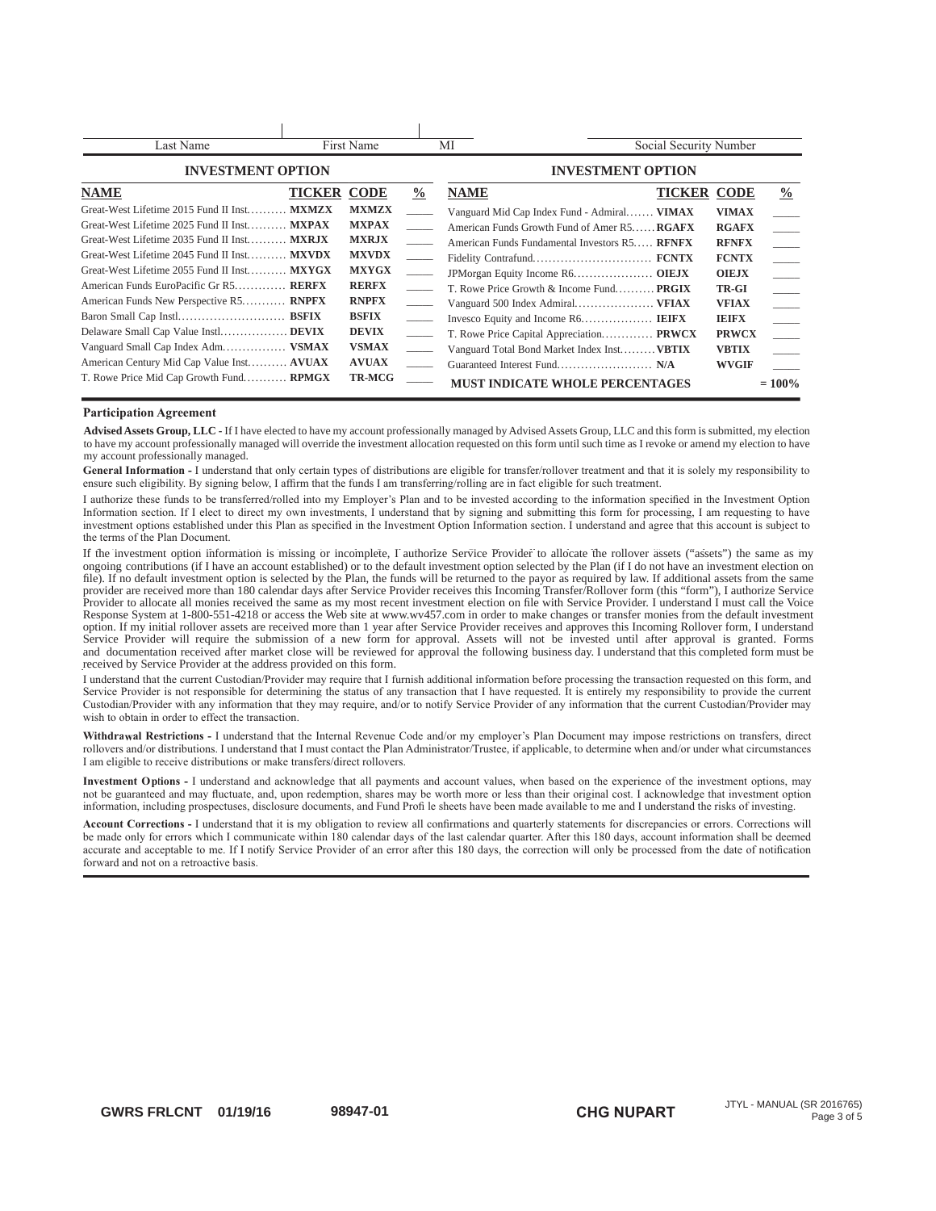| Last Name | First Name | MI | Social Security Number |
|---|---|---|---|
| | | | |

## INVESTMENT OPTION

| NAME | TICKER | CODE | % |
|---|---|---|---|
| Great-West Lifetime 2015 Fund II Inst. | MXMZX | MXMZX | ____ |
| Great-West Lifetime 2025 Fund II Inst. | MXPAX | MXPAX | ____ |
| Great-West Lifetime 2035 Fund II Inst. | MXRJX | MXRJX | ____ |
| Great-West Lifetime 2045 Fund II Inst. | MXVDX | MXVDX | ____ |
| Great-West Lifetime 2055 Fund II Inst. | MXYGX | MXYGX | ____ |
| American Funds EuroPacific Gr R5 | RERFX | RERFX | ____ |
| American Funds New Perspective R5 | RNPFX | RNPFX | ____ |
| Baron Small Cap Instl | BSFIX | BSFIX | ____ |
| Delaware Small Cap Value Instl | DEVIX | DEVIX | ____ |
| Vanguard Small Cap Index Adm | VSMAX | VSMAX | ____ |
| American Century Mid Cap Value Inst | AVUAX | AVUAX | ____ |
| T. Rowe Price Mid Cap Growth Fund | RPMGX | TR-MCG | ____ |
| Vanguard Mid Cap Index Fund - Admiral | VIMAX | VIMAX | ____ |
| American Funds Growth Fund of Amer R5 | RGAFX | RGAFX | ____ |
| American Funds Fundamental Investors R5 | RFNFX | RFNFX | ____ |
| Fidelity Contrafund | FCNTX | FCNTX | ____ |
| JPMorgan Equity Income R6 | OIEJX | OIEJX | ____ |
| T. Rowe Price Growth & Income Fund | PRGIX | TR-GI | ____ |
| Vanguard 500 Index Admiral | VFIAX | VFIAX | ____ |
| Invesco Equity and Income R6 | IEIFX | IEIFX | ____ |
| T. Rowe Price Capital Appreciation | PRWCX | PRWCX | ____ |
| Vanguard Total Bond Market Index Inst | VBTIX | VBTIX | ____ |
| Guaranteed Interest Fund | N/A | WVGIF | ____ |
| **MUST INDICATE WHOLE PERCENTAGES** | | | **= 100%** |

### Participation Agreement

**Advised Assets Group, LLC -** If I have elected to have my account professionally managed by Advised Assets Group, LLC and this form is submitted, my election to have my account professionally managed will override the investment allocation requested on this form until such time as I revoke or amend my election to have my account professionally managed.

**General Information -** I understand that only certain types of distributions are eligible for transfer/rollover treatment and that it is solely my responsibility to ensure such eligibility. By signing below, I affirm that the funds I am transferring/rolling are in fact eligible for such treatment.

I authorize these funds to be transferred/rolled into my Employer's Plan and to be invested according to the information specified in the Investment Option Information section. If I elect to direct my own investments, I understand that by signing and submitting this form for processing, I am requesting to have investment options established under this Plan as specified in the Investment Option Information section. I understand and agree that this account is subject to the terms of the Plan Document.

If the investment option information is missing or incomplete, I authorize Service Provider to allocate the rollover assets ("assets") the same as my ongoing contributions (if I have an account established) or to the default investment option selected by the Plan (if I do not have an investment election on file). If no default investment option is selected by the Plan, the funds will be returned to the payor as required by law. If additional assets from the same provider are received more than 180 calendar days after Service Provider receives this Incoming Transfer/Rollover form (this "form"), I authorize Service Provider to allocate all monies received the same as my most recent investment election on file with Service Provider. I understand I must call the Voice Response System at 1-800-551-4218 or access the Web site at www.wv457.com in order to make changes or transfer monies from the default investment option. If my initial rollover assets are received more than 1 year after Service Provider receives and approves this Incoming Rollover form, I understand Service Provider will require the submission of a new form for approval. Assets will not be invested until after approval is granted. Forms and documentation received after market close will be reviewed for approval the following business day. I understand that this completed form must be received by Service Provider at the address provided on this form.

I understand that the current Custodian/Provider may require that I furnish additional information before processing the transaction requested on this form, and Service Provider is not responsible for determining the status of any transaction that I have requested. It is entirely my responsibility to provide the current Custodian/Provider with any information that they may require, and/or to notify Service Provider of any information that the current Custodian/Provider may wish to obtain in order to effect the transaction.

**Withdrawal Restrictions -** I understand that the Internal Revenue Code and/or my employer's Plan Document may impose restrictions on transfers, direct rollovers and/or distributions. I understand that I must contact the Plan Administrator/Trustee, if applicable, to determine when and/or under what circumstances I am eligible to receive distributions or make transfers/direct rollovers.

**Investment Options -** I understand and acknowledge that all payments and account values, when based on the experience of the investment options, may not be guaranteed and may fluctuate, and, upon redemption, shares may be worth more or less than their original cost. I acknowledge that investment option information, including prospectuses, disclosure documents, and Fund Profi le sheets have been made available to me and I understand the risks of investing.

**Account Corrections -** I understand that it is my obligation to review all confirmations and quarterly statements for discrepancies or errors. Corrections will be made only for errors which I communicate within 180 calendar days of the last calendar quarter. After this 180 days, account information shall be deemed accurate and acceptable to me. If I notify Service Provider of an error after this 180 days, the correction will only be processed from the date of notification forward and not on a retroactive basis.

GWRS FRLCNT 01/19/16 98947-01 CHG NUPART JTYL - MANUAL (SR 2016765)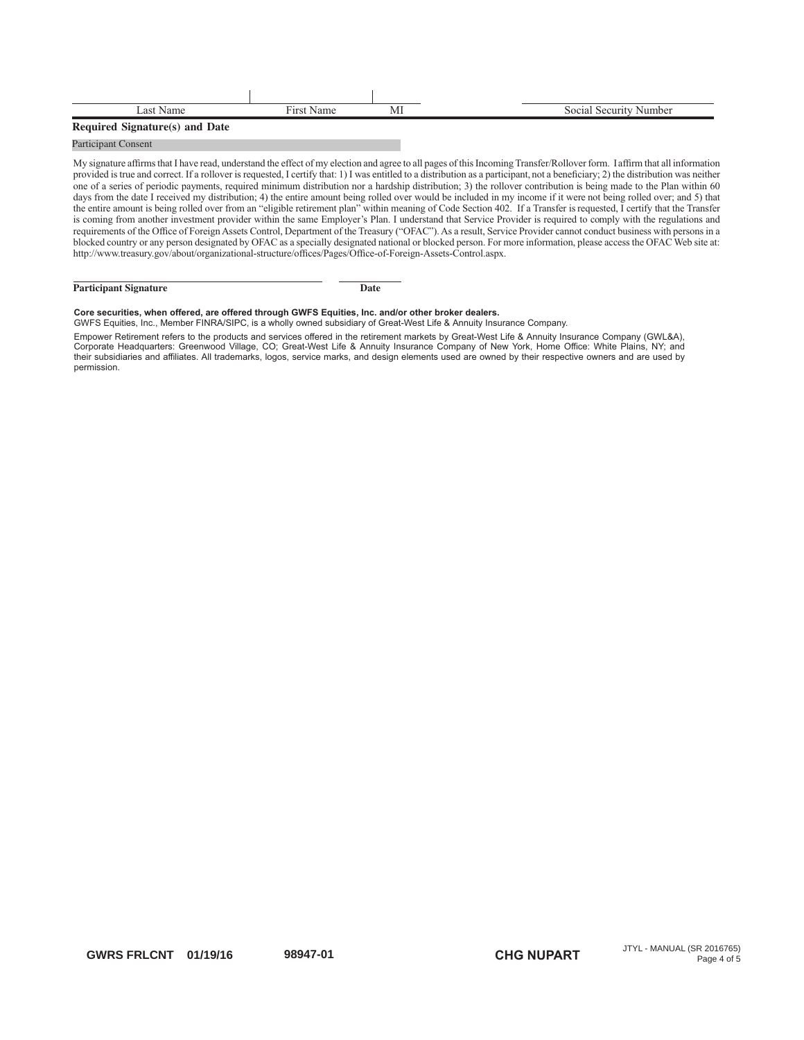| Last Name | First Name | MI | Social Security Number |
|---|---|---|---|
| | | | |

**Required Signature(s) and Date**

Participant Consent

My signature affirms that I have read, understand the effect of my election and agree to all pages of this Incoming Transfer/Rollover form. I affirm that all information provided is true and correct. If a rollover is requested, I certify that: 1) I was entitled to a distribution as a participant, not a beneficiary; 2) the distribution was neither one of a series of periodic payments, required minimum distribution nor a hardship distribution; 3) the rollover contribution is being made to the Plan within 60 days from the date I received my distribution; 4) the entire amount being rolled over would be included in my income if it were not being rolled over; and 5) that the entire amount is being rolled over from an "eligible retirement plan" within meaning of Code Section 402. If a Transfer is requested, I certify that the Transfer is coming from another investment provider within the same Employer's Plan. I understand that Service Provider is required to comply with the regulations and requirements of the Office of Foreign Assets Control, Department of the Treasury ("OFAC"). As a result, Service Provider cannot conduct business with persons in a blocked country or any person designated by OFAC as a specially designated national or blocked person. For more information, please access the OFAC Web site at: http://www.treasury.gov/about/organizational-structure/offices/Pages/Office-of-Foreign-Assets-Control.aspx.

**Participant Signature** _______________ **Date** _______

**Core securities, when offered, are offered through GWFS Equities, Inc. and/or other broker dealers.**
GWFS Equities, Inc., Member FINRA/SIPC, is a wholly owned subsidiary of Great-West Life & Annuity Insurance Company.

Empower Retirement refers to the products and services offered in the retirement markets by Great-West Life & Annuity Insurance Company (GWL&A), Corporate Headquarters: Greenwood Village, CO; Great-West Life & Annuity Insurance Company of New York, Home Office: White Plains, NY; and their subsidiaries and affiliates. All trademarks, logos, service marks, and design elements used are owned by their respective owners and are used by permission.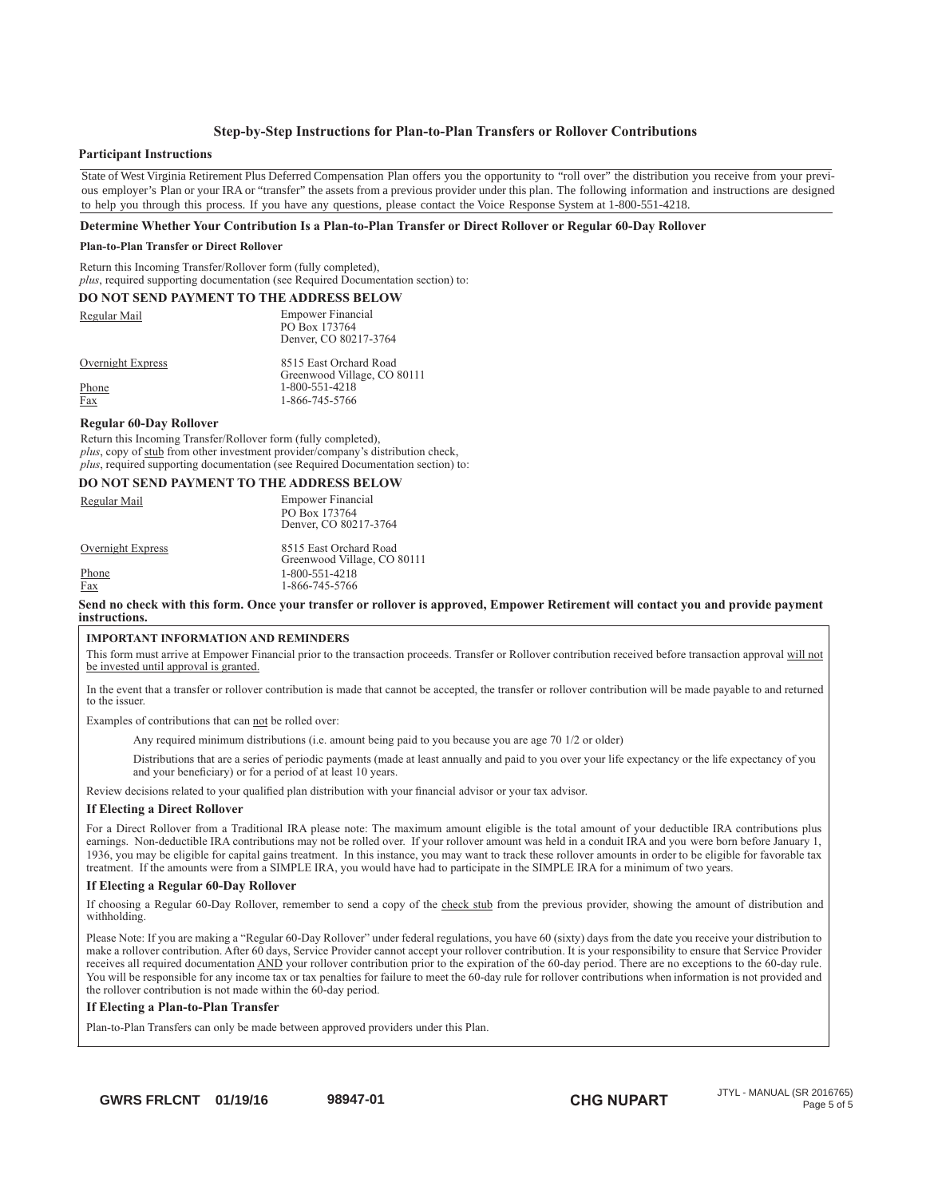## Step-by-Step Instructions for Plan-to-Plan Transfers or Rollover Contributions

### Participant Instructions

State of West Virginia Retirement Plus Deferred Compensation Plan offers you the opportunity to "roll over" the distribution you receive from your previous employer's Plan or your IRA or "transfer" the assets from a previous provider under this plan. The following information and instructions are designed to help you through this process. If you have any questions, please contact the Voice Response System at 1-800-551-4218.

### Determine Whether Your Contribution Is a Plan-to-Plan Transfer or Direct Rollover or Regular 60-Day Rollover

**Plan-to-Plan Transfer or Direct Rollover**

Return this Incoming Transfer/Rollover form (fully completed),
*plus*, required supporting documentation (see Required Documentation section) to:

**DO NOT SEND PAYMENT TO THE ADDRESS BELOW**

| | |
|---|---|
| Regular Mail | Empower Financial<br>PO Box 173764<br>Denver, CO 80217-3764 |
| Overnight Express | 8515 East Orchard Road<br>Greenwood Village, CO 80111 |
| Phone | 1-800-551-4218 |
| Fax | 1-866-745-5766 |

**Regular 60-Day Rollover**

Return this Incoming Transfer/Rollover form (fully completed),
*plus*, copy of stub from other investment provider/company's distribution check,
*plus*, required supporting documentation (see Required Documentation section) to:

**DO NOT SEND PAYMENT TO THE ADDRESS BELOW**

| | |
|---|---|
| Regular Mail | Empower Financial<br>PO Box 173764<br>Denver, CO 80217-3764 |
| Overnight Express | 8515 East Orchard Road<br>Greenwood Village, CO 80111 |
| Phone | 1-800-551-4218 |
| Fax | 1-866-745-5766 |

**Send no check with this form. Once your transfer or rollover is approved, Empower Retirement will contact you and provide payment instructions.**

**IMPORTANT INFORMATION AND REMINDERS**

This form must arrive at Empower Financial prior to the transaction proceeds. Transfer or Rollover contribution received before transaction approval will not be invested until approval is granted.

In the event that a transfer or rollover contribution is made that cannot be accepted, the transfer or rollover contribution will be made payable to and returned to the issuer.

Examples of contributions that can not be rolled over:

- Any required minimum distributions (i.e. amount being paid to you because you are age 70 1/2 or older)
- Distributions that are a series of periodic payments (made at least annually and paid to you over your life expectancy or the life expectancy of you and your beneficiary) or for a period of at least 10 years.

Review decisions related to your qualified plan distribution with your financial advisor or your tax advisor.

**If Electing a Direct Rollover**

For a Direct Rollover from a Traditional IRA please note: The maximum amount eligible is the total amount of your deductible IRA contributions plus earnings. Non-deductible IRA contributions may not be rolled over. If your rollover amount was held in a conduit IRA and you were born before January 1, 1936, you may be eligible for capital gains treatment. In this instance, you may want to track these rollover amounts in order to be eligible for favorable tax treatment. If the amounts were from a SIMPLE IRA, you would have had to participate in the SIMPLE IRA for a minimum of two years.

**If Electing a Regular 60-Day Rollover**

If choosing a Regular 60-Day Rollover, remember to send a copy of the check stub from the previous provider, showing the amount of distribution and withholding.

Please Note: If you are making a "Regular 60-Day Rollover" under federal regulations, you have 60 (sixty) days from the date you receive your distribution to make a rollover contribution. After 60 days, Service Provider cannot accept your rollover contribution. It is your responsibility to ensure that Service Provider receives all required documentation AND your rollover contribution prior to the expiration of the 60-day period. There are no exceptions to the 60-day rule. You will be responsible for any income tax or tax penalties for failure to meet the 60-day rule for rollover contributions when information is not provided and the rollover contribution is not made within the 60-day period.

**If Electing a Plan-to-Plan Transfer**

Plan-to-Plan Transfers can only be made between approved providers under this Plan.

GWRS FRLCNT 01/19/16 98947-01 CHG NUPART JTYL - MANUAL (SR 2016765)